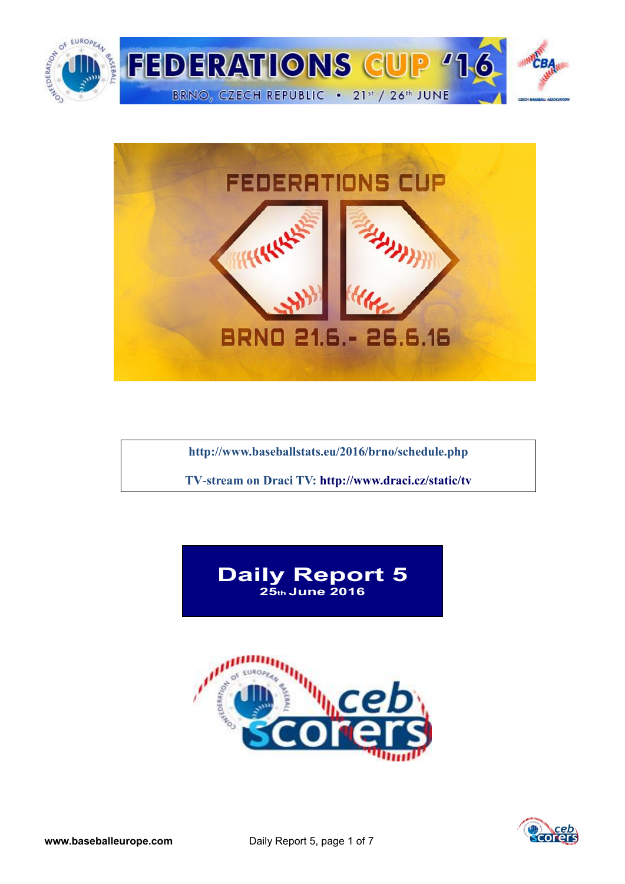# FEDERATIONS CUP '16

BRNO, CZECH REPUBLIC • 21st / 26th JUNE

FEDERATIONS CUP

BRNO 21.6.- 26.6.16

http://www.baseballstats.eu/2016/brno/schedule.php

TV-stream on Draci TV: http://www.draci.cz/static/tv

## Daily Report 5

**25th June 2016**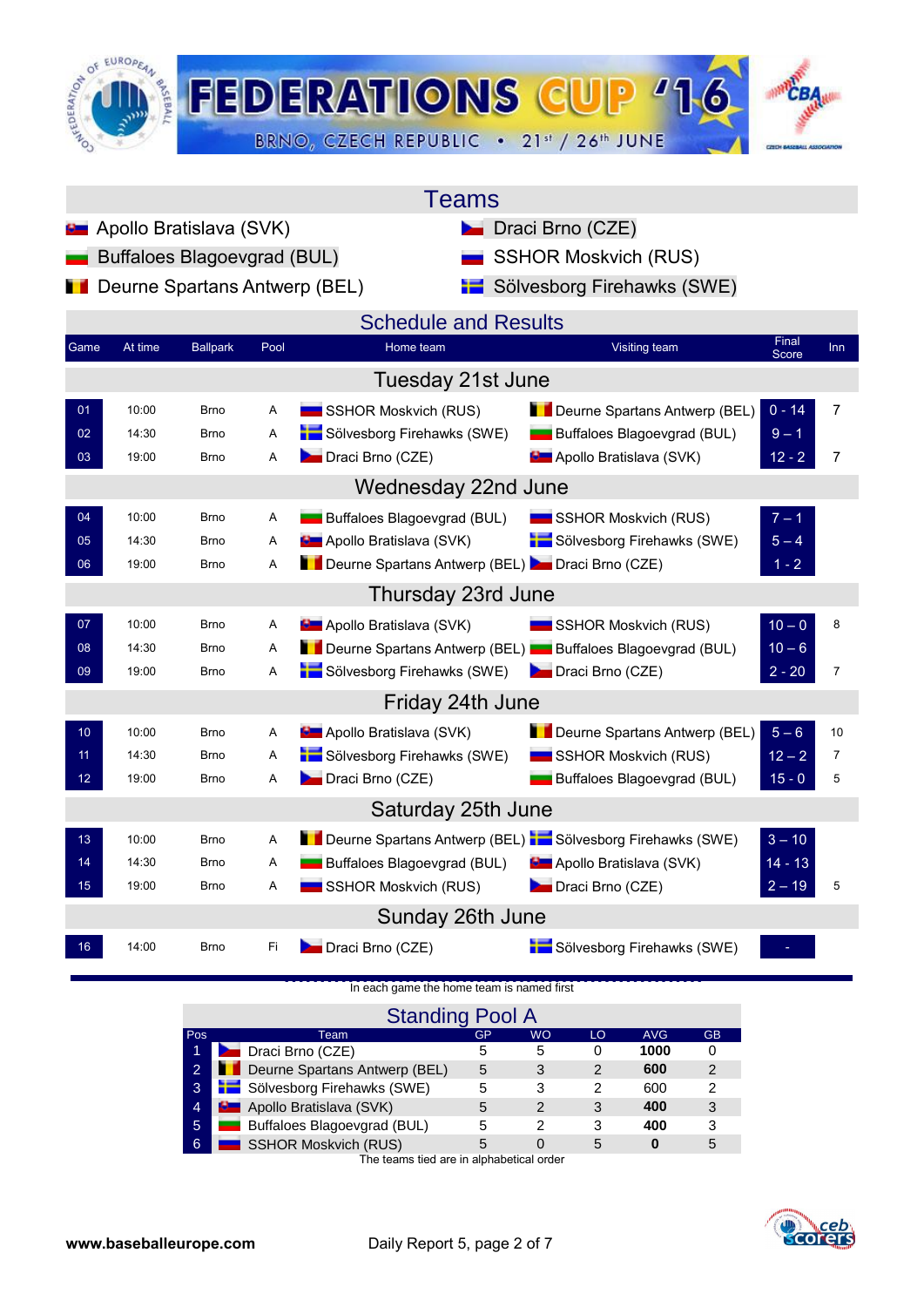# FEDERATIONS CUP '16

BRNO, CZECH REPUBLIC • 21st / 26th JUNE

## Teams

- Apollo Bratislava (SVK)
- Buffaloes Blagoevgrad (BUL)
- Deurne Spartans Antwerp (BEL)
- Draci Brno (CZE)
- SSHOR Moskvich (RUS)
- Sölvesborg Firehawks (SWE)

## Schedule and Results

| Game | At time | Ballpark | Pool | Home team | Visiting team | Final Score | Inn |
|---|---|---|---|---|---|---|---|
| **Tuesday 21st June** | | | | | | | |
| 01 | 10:00 | Brno | A | SSHOR Moskvich (RUS) | Deurne Spartans Antwerp (BEL) | 0 - 14 | 7 |
| 02 | 14:30 | Brno | A | Sölvesborg Firehawks (SWE) | Buffaloes Blagoevgrad (BUL) | 9 – 1 | |
| 03 | 19:00 | Brno | A | Draci Brno (CZE) | Apollo Bratislava (SVK) | 12 - 2 | 7 |
| **Wednesday 22nd June** | | | | | | | |
| 04 | 10:00 | Brno | A | Buffaloes Blagoevgrad (BUL) | SSHOR Moskvich (RUS) | 7 – 1 | |
| 05 | 14:30 | Brno | A | Apollo Bratislava (SVK) | Sölvesborg Firehawks (SWE) | 5 – 4 | |
| 06 | 19:00 | Brno | A | Deurne Spartans Antwerp (BEL) | Draci Brno (CZE) | 1 - 2 | |
| **Thursday 23rd June** | | | | | | | |
| 07 | 10:00 | Brno | A | Apollo Bratislava (SVK) | SSHOR Moskvich (RUS) | 10 – 0 | 8 |
| 08 | 14:30 | Brno | A | Deurne Spartans Antwerp (BEL) | Buffaloes Blagoevgrad (BUL) | 10 – 6 | |
| 09 | 19:00 | Brno | A | Sölvesborg Firehawks (SWE) | Draci Brno (CZE) | 2 - 20 | 7 |
| **Friday 24th June** | | | | | | | |
| 10 | 10:00 | Brno | A | Apollo Bratislava (SVK) | Deurne Spartans Antwerp (BEL) | 5 – 6 | 10 |
| 11 | 14:30 | Brno | A | Sölvesborg Firehawks (SWE) | SSHOR Moskvich (RUS) | 12 – 2 | 7 |
| 12 | 19:00 | Brno | A | Draci Brno (CZE) | Buffaloes Blagoevgrad (BUL) | 15 - 0 | 5 |
| **Saturday 25th June** | | | | | | | |
| 13 | 10:00 | Brno | A | Deurne Spartans Antwerp (BEL) | Sölvesborg Firehawks (SWE) | 3 – 10 | |
| 14 | 14:30 | Brno | A | Buffaloes Blagoevgrad (BUL) | Apollo Bratislava (SVK) | 14 - 13 | |
| 15 | 19:00 | Brno | A | SSHOR Moskvich (RUS) | Draci Brno (CZE) | 2 – 19 | 5 |
| **Sunday 26th June** | | | | | | | |
| 16 | 14:00 | Brno | Fi | Draci Brno (CZE) | Sölvesborg Firehawks (SWE) | - | |

In each game the home team is named first

## Standing Pool A

| Pos | Team | GP | WO | LO | AVG | GB |
|---|---|---|---|---|---|---|
| 1 | Draci Brno (CZE) | 5 | 5 | 0 | **1000** | 0 |
| 2 | Deurne Spartans Antwerp (BEL) | 5 | 3 | 2 | **600** | 2 |
| 3 | Sölvesborg Firehawks (SWE) | 5 | 3 | 2 | 600 | 2 |
| 4 | Apollo Bratislava (SVK) | 5 | 2 | 3 | **400** | 3 |
| 5 | Buffaloes Blagoevgrad (BUL) | 5 | 2 | 3 | **400** | 3 |
| 6 | SSHOR Moskvich (RUS) | 5 | 0 | 5 | **0** | 5 |

The teams tied are in alphabetical order

**www.baseballeurope.com** Daily Report 5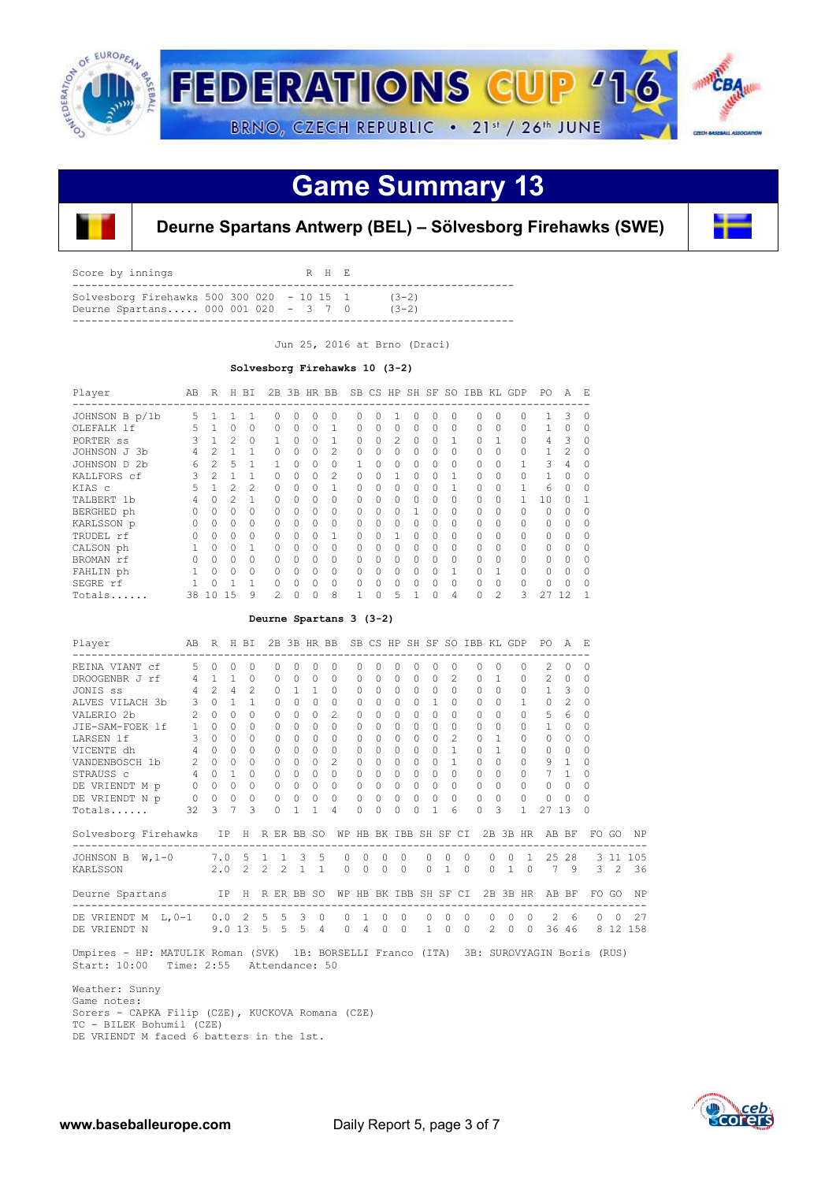# FEDERATIONS CUP '16

BRNO, CZECH REPUBLIC • 21st / 26th JUNE

## Game Summary 13

### Deurne Spartans Antwerp (BEL) – Sölvesborg Firehawks (SWE)

| Score by innings | | R | H | E | |
|---|---|---|---|---|---|
| Solvesborg Firehawks | 500 300 020 | 10 | 15 | 1 | (3-2) |
| Deurne Spartans..... | 000 001 020 | 3 | 7 | 0 | (3-2) |

Jun 25, 2016 at Brno (Draci)

**Solvesborg Firehawks 10 (3-2)**

| Player | AB | R | H | BI | 2B | 3B | HR | BB | SB | CS | HP | SH | SF | SO | IBB | KL | GDP | PO | A | E |
|---|---|---|---|---|---|---|---|---|---|---|---|---|---|---|---|---|---|---|---|---|
| JOHNSON B p/1b | 5 | 1 | 1 | 1 | 0 | 0 | 0 | 0 | 0 | 0 | 1 | 0 | 0 | 0 | 0 | 0 | 0 | 1 | 3 | 0 |
| OLEFALK lf | 5 | 1 | 0 | 0 | 0 | 0 | 0 | 1 | 0 | 0 | 0 | 0 | 0 | 0 | 0 | 0 | 0 | 1 | 0 | 0 |
| PORTER ss | 3 | 1 | 2 | 0 | 1 | 0 | 0 | 1 | 0 | 0 | 2 | 0 | 0 | 1 | 0 | 1 | 0 | 4 | 3 | 0 |
| JOHNSON J 3b | 4 | 2 | 1 | 1 | 0 | 0 | 0 | 2 | 0 | 0 | 0 | 0 | 0 | 0 | 0 | 0 | 0 | 1 | 2 | 0 |
| JOHNSON D 2b | 6 | 2 | 5 | 1 | 1 | 0 | 0 | 0 | 1 | 0 | 0 | 0 | 0 | 0 | 0 | 0 | 1 | 3 | 4 | 0 |
| KALLFORS cf | 3 | 2 | 1 | 1 | 0 | 0 | 0 | 2 | 0 | 0 | 1 | 0 | 0 | 1 | 0 | 0 | 0 | 1 | 0 | 0 |
| KIAS c | 5 | 1 | 2 | 2 | 0 | 0 | 0 | 1 | 0 | 0 | 0 | 0 | 0 | 1 | 0 | 0 | 1 | 6 | 0 | 0 |
| TALBERT 1b | 4 | 0 | 2 | 1 | 0 | 0 | 0 | 0 | 0 | 0 | 0 | 0 | 0 | 0 | 0 | 0 | 1 | 10 | 0 | 1 |
| BERGHED ph | 0 | 0 | 0 | 0 | 0 | 0 | 0 | 0 | 0 | 0 | 0 | 1 | 0 | 0 | 0 | 0 | 0 | 0 | 0 | 0 |
| KARLSSON p | 0 | 0 | 0 | 0 | 0 | 0 | 0 | 0 | 0 | 0 | 0 | 0 | 0 | 0 | 0 | 0 | 0 | 0 | 0 | 0 |
| TRUDEL rf | 0 | 0 | 0 | 0 | 0 | 0 | 0 | 1 | 0 | 0 | 1 | 0 | 0 | 0 | 0 | 0 | 0 | 0 | 0 | 0 |
| CALSON ph | 1 | 0 | 0 | 1 | 0 | 0 | 0 | 0 | 0 | 0 | 0 | 0 | 0 | 0 | 0 | 0 | 0 | 0 | 0 | 0 |
| BROMAN rf | 0 | 0 | 0 | 0 | 0 | 0 | 0 | 0 | 0 | 0 | 0 | 0 | 0 | 0 | 0 | 0 | 0 | 0 | 0 | 0 |
| FAHLIN ph | 1 | 0 | 0 | 0 | 0 | 0 | 0 | 0 | 0 | 0 | 0 | 0 | 0 | 1 | 0 | 1 | 0 | 0 | 0 | 0 |
| SEGRE rf | 1 | 0 | 1 | 1 | 0 | 0 | 0 | 0 | 0 | 0 | 0 | 0 | 0 | 0 | 0 | 0 | 0 | 0 | 0 | 0 |
| Totals...... | 38 | 10 | 15 | 9 | 2 | 0 | 0 | 8 | 1 | 0 | 5 | 1 | 0 | 4 | 0 | 2 | 3 | 27 | 12 | 1 |

**Deurne Spartans 3 (3-2)**

| Player | AB | R | H | BI | 2B | 3B | HR | BB | SB | CS | HP | SH | SF | SO | IBB | KL | GDP | PO | A | E |
|---|---|---|---|---|---|---|---|---|---|---|---|---|---|---|---|---|---|---|---|---|
| REINA VIANT cf | 5 | 0 | 0 | 0 | 0 | 0 | 0 | 0 | 0 | 0 | 0 | 0 | 0 | 0 | 0 | 0 | 0 | 2 | 0 | 0 |
| DROOGENBR J rf | 4 | 1 | 1 | 0 | 0 | 0 | 0 | 0 | 0 | 0 | 0 | 0 | 0 | 2 | 0 | 1 | 0 | 2 | 0 | 0 |
| JONIS ss | 4 | 2 | 4 | 2 | 0 | 1 | 1 | 0 | 0 | 0 | 0 | 0 | 0 | 0 | 0 | 0 | 0 | 1 | 3 | 0 |
| ALVES VILACH 3b | 3 | 0 | 1 | 1 | 0 | 0 | 0 | 0 | 0 | 0 | 0 | 0 | 1 | 0 | 0 | 0 | 1 | 0 | 2 | 0 |
| VALERIO 2b | 2 | 0 | 0 | 0 | 0 | 0 | 0 | 2 | 0 | 0 | 0 | 0 | 0 | 0 | 0 | 0 | 0 | 5 | 6 | 0 |
| JIE-SAM-FOEK lf | 1 | 0 | 0 | 0 | 0 | 0 | 0 | 0 | 0 | 0 | 0 | 0 | 0 | 0 | 0 | 0 | 0 | 1 | 0 | 0 |
| LARSEN lf | 3 | 0 | 0 | 0 | 0 | 0 | 0 | 0 | 0 | 0 | 0 | 0 | 0 | 2 | 0 | 1 | 0 | 0 | 0 | 0 |
| VICENTE dh | 4 | 0 | 0 | 0 | 0 | 0 | 0 | 0 | 0 | 0 | 0 | 0 | 0 | 1 | 0 | 1 | 0 | 0 | 0 | 0 |
| VANDENBOSCH 1b | 2 | 0 | 0 | 0 | 0 | 0 | 0 | 2 | 0 | 0 | 0 | 0 | 0 | 1 | 0 | 0 | 0 | 9 | 1 | 0 |
| STRAUSS c | 4 | 0 | 1 | 0 | 0 | 0 | 0 | 0 | 0 | 0 | 0 | 0 | 0 | 0 | 0 | 0 | 0 | 7 | 1 | 0 |
| DE VRIENDT M p | 0 | 0 | 0 | 0 | 0 | 0 | 0 | 0 | 0 | 0 | 0 | 0 | 0 | 0 | 0 | 0 | 0 | 0 | 0 | 0 |
| DE VRIENDT N p | 0 | 0 | 0 | 0 | 0 | 0 | 0 | 0 | 0 | 0 | 0 | 0 | 0 | 0 | 0 | 0 | 0 | 0 | 0 | 0 |
| Totals...... | 32 | 3 | 7 | 3 | 0 | 1 | 1 | 4 | 0 | 0 | 0 | 0 | 1 | 6 | 0 | 3 | 1 | 27 | 13 | 0 |

| Solvesborg Firehawks | IP | H | R | ER | BB | SO | WP | HB | BK | IBB | SH | SF | CI | 2B | 3B | HR | AB | BF | FO | GO | NP |
|---|---|---|---|---|---|---|---|---|---|---|---|---|---|---|---|---|---|---|---|---|---|
| JOHNSON B W,1-0 | 7.0 | 5 | 1 | 1 | 3 | 5 | 0 | 0 | 0 | 0 | 0 | 0 | 0 | 0 | 0 | 1 | 25 | 28 | 3 | 11 | 105 |
| KARLSSON | 2.0 | 2 | 2 | 2 | 1 | 1 | 0 | 0 | 0 | 0 | 0 | 1 | 0 | 0 | 1 | 0 | 7 | 9 | 3 | 2 | 36 |

| Deurne Spartans | IP | H | R | ER | BB | SO | WP | HB | BK | IBB | SH | SF | CI | 2B | 3B | HR | AB | BF | FO | GO | NP |
|---|---|---|---|---|---|---|---|---|---|---|---|---|---|---|---|---|---|---|---|---|---|
| DE VRIENDT M L,0-1 | 0.0 | 2 | 5 | 5 | 3 | 0 | 0 | 1 | 0 | 0 | 0 | 0 | 0 | 0 | 0 | 0 | 2 | 6 | 0 | 0 | 27 |
| DE VRIENDT N | 9.0 | 13 | 5 | 5 | 5 | 4 | 0 | 4 | 0 | 0 | 1 | 0 | 0 | 2 | 0 | 0 | 36 | 46 | 8 | 12 | 158 |

Umpires - HP: MATULIK Roman (SVK) 1B: BORSELLI Franco (ITA) 3B: SUROVYAGIN Boris (RUS)
Start: 10:00 Time: 2:55 Attendance: 50

Weather: Sunny
Game notes:
Sorers - CAPKA Filip (CZE), KUCKOVA Romana (CZE)
TC - BILEK Bohumil (CZE)
DE VRIENDT M faced 6 batters in the 1st.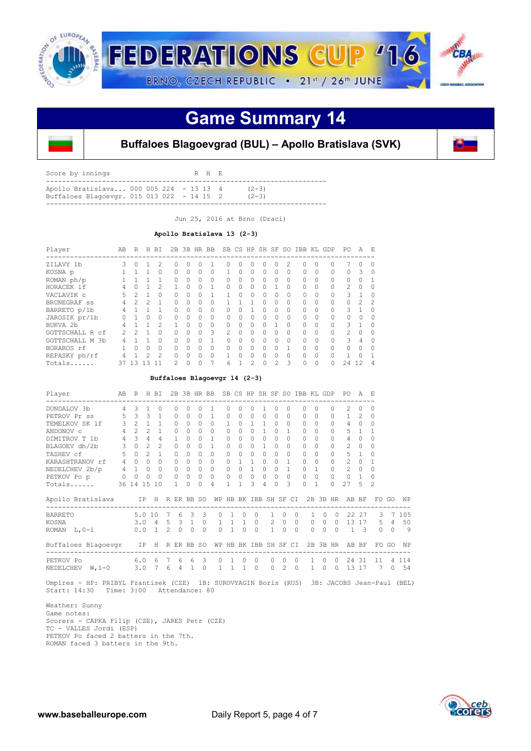# FEDERATIONS CUP '16

BRNO, CZECH REPUBLIC • 21st / 26th JUNE

## Game Summary 14

### Buffaloes Blagoevgrad (BUL) – Apollo Bratislava (SVK)

| Score by innings | | R | H | E | |
|---|---|---|---|---|---|
| Apollo Bratislava... | 000 005 224 | 13 | 13 | 4 | (2-3) |
| Buffaloes Blagoevgr. | 015 013 022 | 14 | 15 | 2 | (2-3) |

Jun 25, 2016 at Brno (Draci)

**Apollo Bratislava 13 (2-3)**

| Player | AB | R | H | BI | 2B | 3B | HR | BB | SB | CS | HP | SH | SF | SO | IBB | KL | GDP | PO | A | E |
|---|---|---|---|---|---|---|---|---|---|---|---|---|---|---|---|---|---|---|---|---|
| ZILAVY 1b | 3 | 0 | 1 | 2 | 0 | 0 | 0 | 1 | 0 | 0 | 0 | 0 | 0 | 2 | 0 | 0 | 0 | 7 | 0 | 0 |
| KOSNA p | 1 | 1 | 1 | 0 | 0 | 0 | 0 | 0 | 1 | 0 | 0 | 0 | 0 | 0 | 0 | 0 | 0 | 0 | 3 | 0 |
| ROMAN ph/p | 1 | 1 | 1 | 1 | 0 | 0 | 0 | 0 | 0 | 0 | 0 | 0 | 0 | 0 | 0 | 0 | 0 | 0 | 0 | 1 |
| HORACEK lf | 4 | 0 | 1 | 2 | 1 | 0 | 0 | 1 | 0 | 0 | 0 | 0 | 1 | 0 | 0 | 0 | 0 | 2 | 0 | 0 |
| VACLAVIK c | 5 | 2 | 1 | 0 | 0 | 0 | 0 | 1 | 1 | 0 | 0 | 0 | 0 | 0 | 0 | 0 | 0 | 3 | 1 | 0 |
| BRUNEGRAF ss | 4 | 2 | 2 | 1 | 0 | 0 | 0 | 0 | 1 | 1 | 1 | 0 | 0 | 0 | 0 | 0 | 0 | 0 | 2 | 2 |
| BARRETO p/1b | 4 | 1 | 1 | 1 | 0 | 0 | 0 | 0 | 0 | 0 | 1 | 0 | 0 | 0 | 0 | 0 | 0 | 3 | 1 | 0 |
| JAROSIK pr/1b | 0 | 1 | 0 | 0 | 0 | 0 | 0 | 0 | 0 | 0 | 0 | 0 | 0 | 0 | 0 | 0 | 0 | 0 | 0 | 0 |
| BUKVA 2b | 4 | 1 | 1 | 2 | 1 | 0 | 0 | 0 | 0 | 0 | 0 | 0 | 1 | 0 | 0 | 0 | 0 | 3 | 1 | 0 |
| GOTTSCHALL R cf | 2 | 2 | 1 | 0 | 0 | 0 | 0 | 3 | 2 | 0 | 0 | 0 | 0 | 0 | 0 | 0 | 0 | 2 | 0 | 0 |
| GOTTSCHALL M 3b | 4 | 1 | 1 | 0 | 0 | 0 | 0 | 1 | 0 | 0 | 0 | 0 | 0 | 0 | 0 | 0 | 0 | 3 | 4 | 0 |
| BORAROS rf | 1 | 0 | 0 | 0 | 0 | 0 | 0 | 0 | 0 | 0 | 0 | 0 | 0 | 1 | 0 | 0 | 0 | 0 | 0 | 0 |
| REPASKY ph/rf | 4 | 1 | 2 | 2 | 0 | 0 | 0 | 0 | 1 | 0 | 0 | 0 | 0 | 0 | 0 | 0 | 0 | 1 | 0 | 1 |
| Totals...... | 37 | 13 | 13 | 11 | 2 | 0 | 0 | 7 | 6 | 1 | 2 | 0 | 2 | 3 | 0 | 0 | 0 | 24 | 12 | 4 |

**Buffaloes Blagoevgr 14 (2-3)**

| Player | AB | R | H | BI | 2B | 3B | HR | BB | SB | CS | HP | SH | SF | SO | IBB | KL | GDP | PO | A | E |
|---|---|---|---|---|---|---|---|---|---|---|---|---|---|---|---|---|---|---|---|---|
| DUNDALOV 3b | 4 | 3 | 1 | 0 | 0 | 0 | 0 | 1 | 0 | 0 | 0 | 1 | 0 | 0 | 0 | 0 | 0 | 2 | 0 | 0 |
| PETROV Pr ss | 5 | 3 | 3 | 1 | 0 | 0 | 0 | 1 | 0 | 0 | 0 | 0 | 0 | 0 | 0 | 0 | 0 | 1 | 2 | 0 |
| TEMELKOV SK lf | 3 | 2 | 1 | 1 | 0 | 0 | 0 | 0 | 1 | 0 | 1 | 1 | 0 | 0 | 0 | 0 | 0 | 4 | 0 | 0 |
| ANDONOV c | 4 | 2 | 2 | 1 | 0 | 0 | 0 | 0 | 0 | 0 | 0 | 1 | 0 | 1 | 0 | 0 | 0 | 5 | 1 | 1 |
| DIMITROV T 1b | 4 | 3 | 4 | 4 | 1 | 0 | 0 | 1 | 0 | 0 | 0 | 0 | 0 | 0 | 0 | 0 | 0 | 4 | 0 | 0 |
| BLAGOEV dh/2b | 3 | 0 | 2 | 2 | 0 | 0 | 0 | 1 | 0 | 0 | 0 | 1 | 0 | 0 | 0 | 0 | 0 | 2 | 0 | 0 |
| TASHEV cf | 5 | 0 | 2 | 1 | 0 | 0 | 0 | 0 | 0 | 0 | 0 | 0 | 0 | 0 | 0 | 0 | 0 | 5 | 1 | 0 |
| KARASHTRANOV rf | 4 | 0 | 0 | 0 | 0 | 0 | 0 | 0 | 0 | 1 | 1 | 0 | 0 | 1 | 0 | 0 | 0 | 2 | 0 | 1 |
| NEDELCHEV 2b/p | 4 | 1 | 0 | 0 | 0 | 0 | 0 | 0 | 0 | 0 | 1 | 0 | 0 | 1 | 0 | 1 | 0 | 2 | 0 | 0 |
| PETKOV Po p | 0 | 0 | 0 | 0 | 0 | 0 | 0 | 0 | 0 | 0 | 0 | 0 | 0 | 0 | 0 | 0 | 0 | 0 | 1 | 0 |
| Totals...... | 36 | 14 | 15 | 10 | 1 | 0 | 0 | 4 | 1 | 1 | 3 | 4 | 0 | 3 | 0 | 1 | 0 | 27 | 5 | 2 |

| Apollo Bratislava | IP | H | R | ER | BB | SO | WP | HB | BK | IBB | SH | SF | CI | 2B | 3B | HR | AB | BF | FO | GO | NP |
|---|---|---|---|---|---|---|---|---|---|---|---|---|---|---|---|---|---|---|---|---|---|
| BARRETO | 5.0 | 10 | 7 | 6 | 3 | 3 | 0 | 1 | 0 | 0 | 1 | 0 | 0 | 1 | 0 | 0 | 22 | 27 | 3 | 7 | 105 |
| KOSNA | 3.0 | 4 | 5 | 3 | 1 | 0 | 1 | 1 | 1 | 0 | 2 | 0 | 0 | 0 | 0 | 0 | 13 | 17 | 5 | 4 | 50 |
| ROMAN L,0-1 | 0.0 | 1 | 2 | 0 | 0 | 0 | 0 | 1 | 0 | 0 | 1 | 0 | 0 | 0 | 0 | 0 | 1 | 3 | 0 | 0 | 9 |

| Buffaloes Blagoevgr | IP | H | R | ER | BB | SO | WP | HB | BK | IBB | SH | SF | CI | 2B | 3B | HR | AB | BF | FO | GO | NP |
|---|---|---|---|---|---|---|---|---|---|---|---|---|---|---|---|---|---|---|---|---|---|
| PETKOV Po | 6.0 | 6 | 7 | 6 | 6 | 3 | 0 | 1 | 0 | 0 | 0 | 0 | 0 | 1 | 0 | 0 | 24 | 31 | 11 | 4 | 114 |
| NEDELCHEV W,1-0 | 3.0 | 7 | 6 | 4 | 1 | 0 | 1 | 1 | 1 | 0 | 0 | 2 | 0 | 1 | 0 | 0 | 13 | 17 | 7 | 0 | 54 |

Umpires - HP: PRIBYL Frantisek (CZE) 1B: SUROVYAGIN Boris (RUS) 3B: JACOBS Jean-Paul (BEL)
Start: 14:30 Time: 3:00 Attendance: 80

Weather: Sunny
Game notes:
Scorers - CAPKA Filip (CZE), JARES Petr (CZE)
TC - VALLES Jordi (ESP)
PETKOV Po faced 2 batters in the 7th.
ROMAN faced 3 batters in the 9th.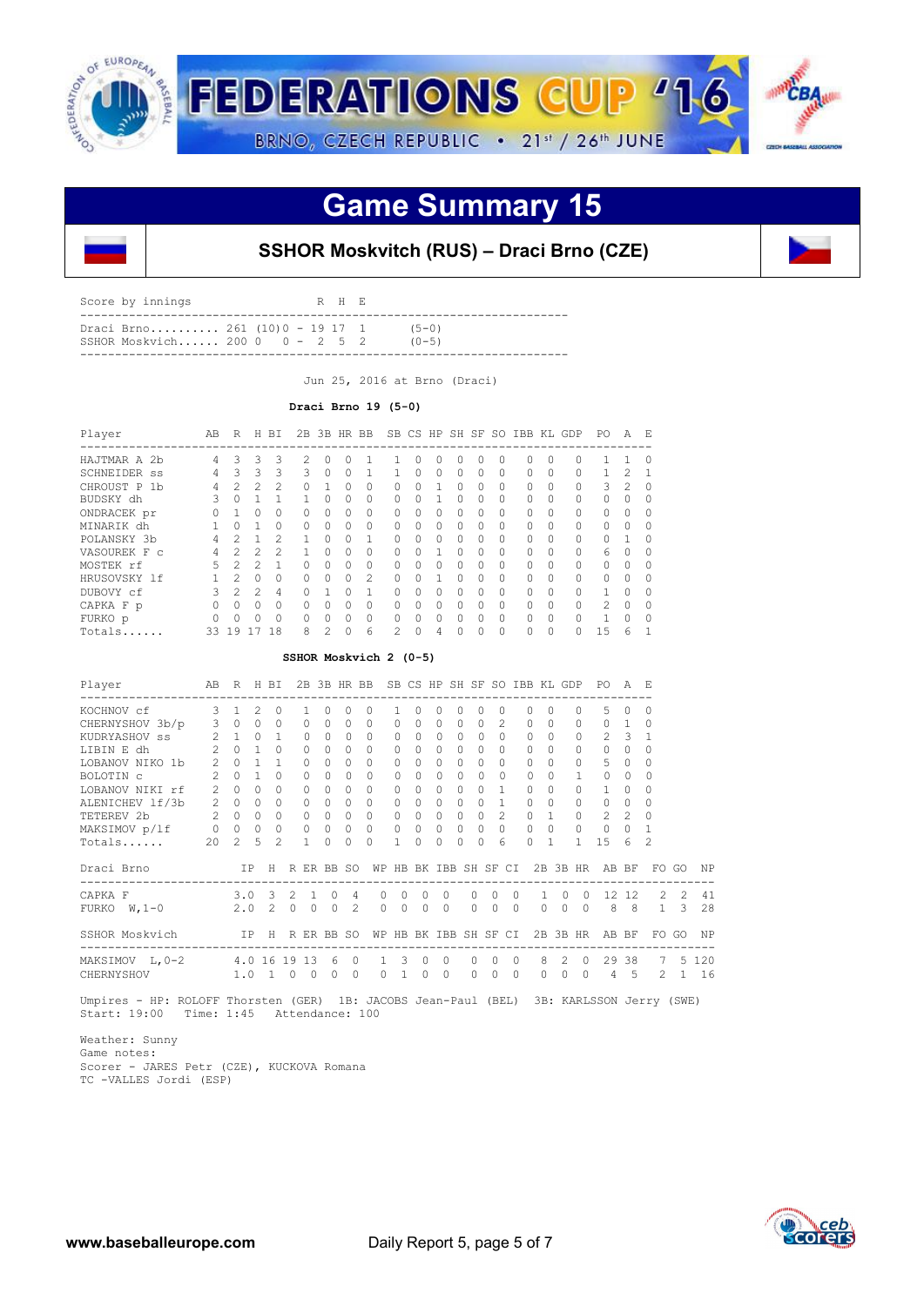# FEDERATIONS CUP '16

BRNO, CZECH REPUBLIC • 21st / 26th JUNE

## Game Summary 15

### SSHOR Moskvitch (RUS) – Draci Brno (CZE)

| Score by innings | | R | H | E | |
|---|---|---|---|---|---|
| Draci Brno.......... | 261 (10)0 | 19 | 17 | 1 | (5-0) |
| SSHOR Moskvich...... | 200 0 0 | 2 | 5 | 2 | (0-5) |

Jun 25, 2016 at Brno (Draci)

**Draci Brno 19 (5-0)**

| Player | AB | R | H | BI | 2B | 3B | HR | BB | SB | CS | HP | SH | SF | SO | IBB | KL | GDP | PO | A | E |
|---|---|---|---|---|---|---|---|---|---|---|---|---|---|---|---|---|---|---|---|---|
| HAJTMAR A 2b | 4 | 3 | 3 | 3 | 2 | 0 | 0 | 1 | 1 | 0 | 0 | 0 | 0 | 0 | 0 | 0 | 0 | 1 | 1 | 0 |
| SCHNEIDER ss | 4 | 3 | 3 | 3 | 3 | 0 | 0 | 1 | 1 | 0 | 0 | 0 | 0 | 0 | 0 | 0 | 0 | 1 | 2 | 1 |
| CHROUST P 1b | 4 | 2 | 2 | 2 | 0 | 1 | 0 | 0 | 0 | 0 | 1 | 0 | 0 | 0 | 0 | 0 | 0 | 3 | 2 | 0 |
| BUDSKY dh | 3 | 0 | 1 | 1 | 1 | 0 | 0 | 0 | 0 | 0 | 1 | 0 | 0 | 0 | 0 | 0 | 0 | 0 | 0 | 0 |
| ONDRACEK pr | 0 | 1 | 0 | 0 | 0 | 0 | 0 | 0 | 0 | 0 | 0 | 0 | 0 | 0 | 0 | 0 | 0 | 0 | 0 | 0 |
| MINARIK dh | 1 | 0 | 1 | 0 | 0 | 0 | 0 | 0 | 0 | 0 | 0 | 0 | 0 | 0 | 0 | 0 | 0 | 0 | 0 | 0 |
| POLANSKY 3b | 4 | 2 | 1 | 2 | 1 | 0 | 0 | 1 | 0 | 0 | 0 | 0 | 0 | 0 | 0 | 0 | 0 | 0 | 1 | 0 |
| VASOUREK F c | 4 | 2 | 2 | 2 | 1 | 0 | 0 | 0 | 0 | 0 | 1 | 0 | 0 | 0 | 0 | 0 | 0 | 6 | 0 | 0 |
| MOSTEK rf | 5 | 2 | 2 | 1 | 0 | 0 | 0 | 0 | 0 | 0 | 0 | 0 | 0 | 0 | 0 | 0 | 0 | 0 | 0 | 0 |
| HRUSOVSKY lf | 1 | 2 | 0 | 0 | 0 | 0 | 0 | 2 | 0 | 0 | 1 | 0 | 0 | 0 | 0 | 0 | 0 | 0 | 0 | 0 |
| DUBOVY cf | 3 | 2 | 2 | 4 | 0 | 1 | 0 | 1 | 0 | 0 | 0 | 0 | 0 | 0 | 0 | 0 | 0 | 1 | 0 | 0 |
| CAPKA F p | 0 | 0 | 0 | 0 | 0 | 0 | 0 | 0 | 0 | 0 | 0 | 0 | 0 | 0 | 0 | 0 | 0 | 2 | 0 | 0 |
| FURKO p | 0 | 0 | 0 | 0 | 0 | 0 | 0 | 0 | 0 | 0 | 0 | 0 | 0 | 0 | 0 | 0 | 0 | 1 | 0 | 0 |
| Totals...... | 33 | 19 | 17 | 18 | 8 | 2 | 0 | 6 | 2 | 0 | 4 | 0 | 0 | 0 | 0 | 0 | 0 | 15 | 6 | 1 |

**SSHOR Moskvich 2 (0-5)**

| Player | AB | R | H | BI | 2B | 3B | HR | BB | SB | CS | HP | SH | SF | SO | IBB | KL | GDP | PO | A | E |
|---|---|---|---|---|---|---|---|---|---|---|---|---|---|---|---|---|---|---|---|---|
| KOCHNOV cf | 3 | 1 | 2 | 0 | 1 | 0 | 0 | 0 | 1 | 0 | 0 | 0 | 0 | 0 | 0 | 0 | 0 | 5 | 0 | 0 |
| CHERNYSHOV 3b/p | 3 | 0 | 0 | 0 | 0 | 0 | 0 | 0 | 0 | 0 | 0 | 0 | 0 | 2 | 0 | 0 | 0 | 0 | 1 | 0 |
| KUDRYASHOV ss | 2 | 1 | 0 | 1 | 0 | 0 | 0 | 0 | 0 | 0 | 0 | 0 | 0 | 0 | 0 | 0 | 0 | 2 | 3 | 1 |
| LIBIN E dh | 2 | 0 | 1 | 0 | 0 | 0 | 0 | 0 | 0 | 0 | 0 | 0 | 0 | 0 | 0 | 0 | 0 | 0 | 0 | 0 |
| LOBANOV NIKO 1b | 2 | 0 | 1 | 1 | 0 | 0 | 0 | 0 | 0 | 0 | 0 | 0 | 0 | 0 | 0 | 0 | 0 | 5 | 0 | 0 |
| BOLOTIN c | 2 | 0 | 1 | 0 | 0 | 0 | 0 | 0 | 0 | 0 | 0 | 0 | 0 | 0 | 0 | 0 | 1 | 0 | 0 | 0 |
| LOBANOV NIKI rf | 2 | 0 | 0 | 0 | 0 | 0 | 0 | 0 | 0 | 0 | 0 | 0 | 0 | 1 | 0 | 0 | 0 | 1 | 0 | 0 |
| ALENICHEV lf/3b | 2 | 0 | 0 | 0 | 0 | 0 | 0 | 0 | 0 | 0 | 0 | 0 | 0 | 1 | 0 | 0 | 0 | 0 | 0 | 0 |
| TETEREV 2b | 2 | 0 | 0 | 0 | 0 | 0 | 0 | 0 | 0 | 0 | 0 | 0 | 0 | 2 | 0 | 1 | 0 | 2 | 2 | 0 |
| MAKSIMOV p/lf | 0 | 0 | 0 | 0 | 0 | 0 | 0 | 0 | 0 | 0 | 0 | 0 | 0 | 0 | 0 | 0 | 0 | 0 | 0 | 1 |
| Totals...... | 20 | 2 | 5 | 2 | 1 | 0 | 0 | 0 | 1 | 0 | 0 | 0 | 0 | 6 | 0 | 1 | 1 | 15 | 6 | 2 |

| Draci Brno | IP | H | R | ER | BB | SO | WP | HB | BK | IBB | SH | SF | CI | 2B | 3B | HR | AB | BF | FO | GO | NP |
|---|---|---|---|---|---|---|---|---|---|---|---|---|---|---|---|---|---|---|---|---|---|
| CAPKA F | 3.0 | 3 | 2 | 1 | 0 | 4 | 0 | 0 | 0 | 0 | 0 | 0 | 0 | 1 | 0 | 0 | 12 | 12 | 2 | 2 | 41 |
| FURKO W,1-0 | 2.0 | 2 | 0 | 0 | 0 | 2 | 0 | 0 | 0 | 0 | 0 | 0 | 0 | 0 | 0 | 0 | 8 | 8 | 1 | 3 | 28 |

| SSHOR Moskvich | IP | H | R | ER | BB | SO | WP | HB | BK | IBB | SH | SF | CI | 2B | 3B | HR | AB | BF | FO | GO | NP |
|---|---|---|---|---|---|---|---|---|---|---|---|---|---|---|---|---|---|---|---|---|---|
| MAKSIMOV L,0-2 | 4.0 | 16 | 19 | 13 | 6 | 0 | 1 | 3 | 0 | 0 | 0 | 0 | 0 | 8 | 2 | 0 | 29 | 38 | 7 | 5 | 120 |
| CHERNYSHOV | 1.0 | 1 | 0 | 0 | 0 | 0 | 0 | 1 | 0 | 0 | 0 | 0 | 0 | 0 | 0 | 0 | 4 | 5 | 2 | 1 | 16 |

Umpires - HP: ROLOFF Thorsten (GER) 1B: JACOBS Jean-Paul (BEL) 3B: KARLSSON Jerry (SWE)
Start: 19:00 Time: 1:45 Attendance: 100

Weather: Sunny
Game notes:
Scorer - JARES Petr (CZE), KUCKOVA Romana
TC -VALLES Jordi (ESP)

www.baseballeurope.com

Daily Report 5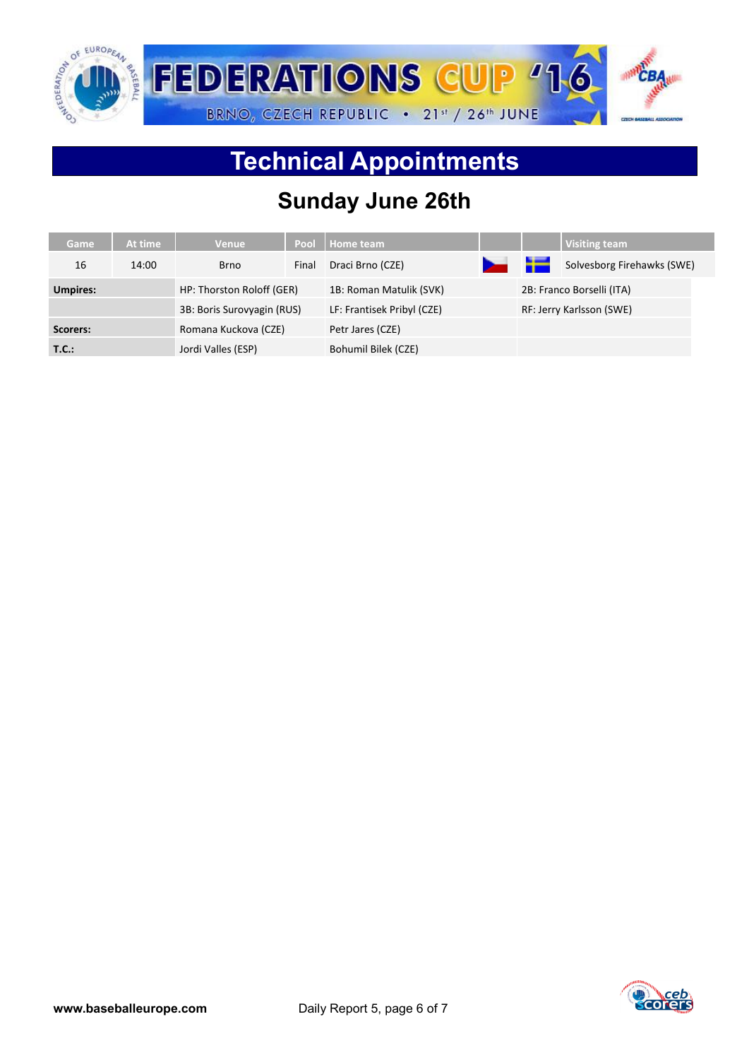# Technical Appointments

## Sunday June 26th

| Game | At time | Venue | Pool | Home team | | | Visiting team |
|---|---|---|---|---|---|---|---|
| 16 | 14:00 | Brno | Final | Draci Brno (CZE) | | | Solvesborg Firehawks (SWE) |

| | | | |
|---|---|---|---|
| **Umpires:** | HP: Thorston Roloff (GER) | 1B: Roman Matulik (SVK) | 2B: Franco Borselli (ITA) |
| | 3B: Boris Surovyagin (RUS) | LF: Frantisek Pribyl (CZE) | RF: Jerry Karlsson (SWE) |
| **Scorers:** | Romana Kuckova (CZE) | Petr Jares (CZE) | |
| **T.C.:** | Jordi Valles (ESP) | Bohumil Bilek (CZE) | |

www.baseballeurope.com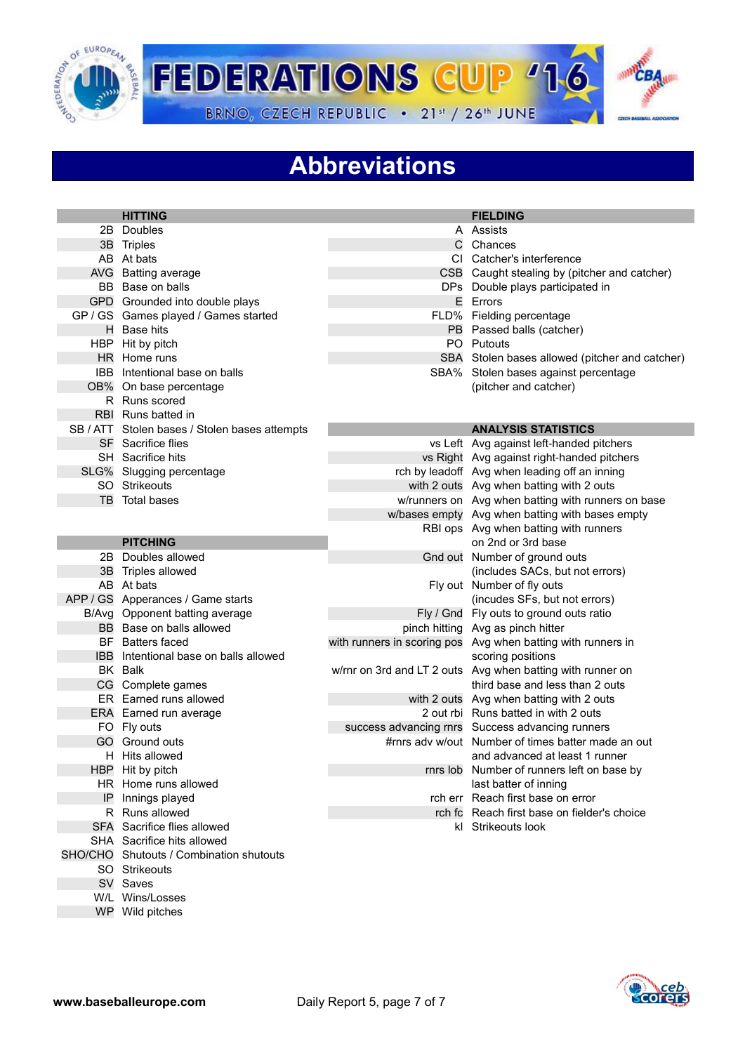FEDERATIONS CUP '16

BRNO, CZECH REPUBLIC • 21st / 26th JUNE

# Abbreviations

| | HITTING |
|---|---|
| 2B | Doubles |
| 3B | Triples |
| AB | At bats |
| AVG | Batting average |
| BB | Base on balls |
| GPD | Grounded into double plays |
| GP / GS | Games played / Games started |
| H | Base hits |
| HBP | Hit by pitch |
| HR | Home runs |
| IBB | Intentional base on balls |
| OB% | On base percentage |
| R | Runs scored |
| RBI | Runs batted in |
| SB / ATT | Stolen bases / Stolen bases attempts |
| SF | Sacrifice flies |
| SH | Sacrifice hits |
| SLG% | Slugging percentage |
| SO | Strikeouts |
| TB | Total bases |

| | PITCHING |
|---|---|
| 2B | Doubles allowed |
| 3B | Triples allowed |
| AB | At bats |
| APP / GS | Apperances / Game starts |
| B/Avg | Opponent batting average |
| BB | Base on balls allowed |
| BF | Batters faced |
| IBB | Intentional base on balls allowed |
| BK | Balk |
| CG | Complete games |
| ER | Earned runs allowed |
| ERA | Earned run average |
| FO | Fly outs |
| GO | Ground outs |
| H | Hits allowed |
| HBP | Hit by pitch |
| HR | Home runs allowed |
| IP | Innings played |
| R | Runs allowed |
| SFA | Sacrifice flies allowed |
| SHA | Sacrifice hits allowed |
| SHO/CHO | Shutouts / Combination shutouts |
| SO | Strikeouts |
| SV | Saves |
| W/L | Wins/Losses |
| WP | Wild pitches |

| | FIELDING |
|---|---|
| A | Assists |
| C | Chances |
| CI | Catcher's interference |
| CSB | Caught stealing by (pitcher and catcher) |
| DPs | Double plays participated in |
| E | Errors |
| FLD% | Fielding percentage |
| PB | Passed balls (catcher) |
| PO | Putouts |
| SBA | Stolen bases allowed (pitcher and catcher) |
| SBA% | Stolen bases against percentage (pitcher and catcher) |

| | ANALYSIS STATISTICS |
|---|---|
| vs Left | Avg against left-handed pitchers |
| vs Right | Avg against right-handed pitchers |
| rch by leadoff | Avg when leading off an inning |
| with 2 outs | Avg when batting with 2 outs |
| w/runners on | Avg when batting with runners on base |
| w/bases empty | Avg when batting with bases empty |
| RBI ops | Avg when batting with runners on 2nd or 3rd base |
| Gnd out | Number of ground outs (includes SACs, but not errors) |
| Fly out | Number of fly outs (incudes SFs, but not errors) |
| Fly / Gnd | Fly outs to ground outs ratio |
| pinch hitting | Avg as pinch hitter |
| with runners in scoring pos | Avg when batting with runners in scoring positions |
| w/rnr on 3rd and LT 2 outs | Avg when batting with runner on third base and less than 2 outs |
| with 2 outs | Avg when batting with 2 outs |
| 2 out rbi | Runs batted in with 2 outs |
| success advancing rnrs | Success advancing runners |
| #rnrs adv w/out | Number of times batter made an out and advanced at least 1 runner |
| rnrs lob | Number of runners left on base by last batter of inning |
| rch err | Reach first base on error |
| rch fc | Reach first base on fielder's choice |
| kl | Strikeouts look |

www.baseballeurope.com

Daily Report 5